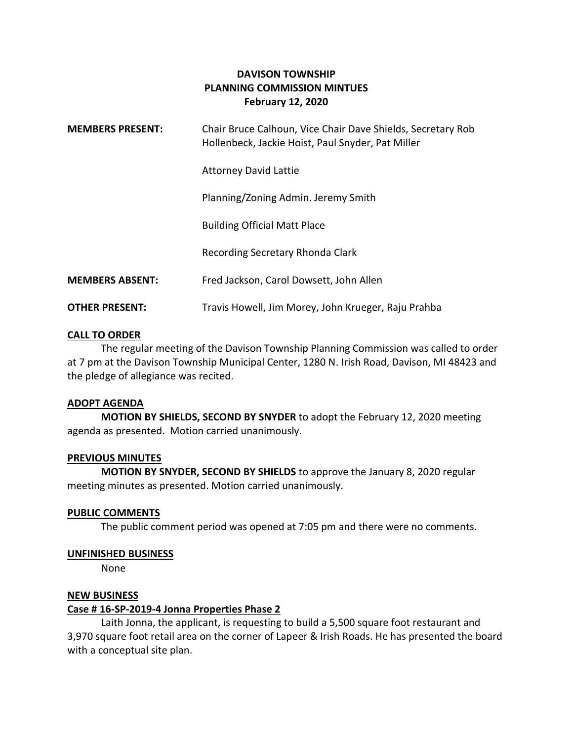# DAVISON TOWNSHIP
# PLANNING COMMISSION MINTUES
**February 12, 2020**

**MEMBERS PRESENT:** Chair Bruce Calhoun, Vice Chair Dave Shields, Secretary Rob Hollenbeck, Jackie Hoist, Paul Snyder, Pat Miller

Attorney David Lattie

Planning/Zoning Admin. Jeremy Smith

Building Official Matt Place

Recording Secretary Rhonda Clark

**MEMBERS ABSENT:** Fred Jackson, Carol Dowsett, John Allen

**OTHER PRESENT:** Travis Howell, Jim Morey, John Krueger, Raju Prahba

## CALL TO ORDER

The regular meeting of the Davison Township Planning Commission was called to order at 7 pm at the Davison Township Municipal Center, 1280 N. Irish Road, Davison, MI 48423 and the pledge of allegiance was recited.

## ADOPT AGENDA

**MOTION BY SHIELDS, SECOND BY SNYDER** to adopt the February 12, 2020 meeting agenda as presented. Motion carried unanimously.

## PREVIOUS MINUTES

**MOTION BY SNYDER, SECOND BY SHIELDS** to approve the January 8, 2020 regular meeting minutes as presented. Motion carried unanimously.

## PUBLIC COMMENTS

The public comment period was opened at 7:05 pm and there were no comments.

## UNFINISHED BUSINESS

None

## NEW BUSINESS

### Case # 16-SP-2019-4 Jonna Properties Phase 2

Laith Jonna, the applicant, is requesting to build a 5,500 square foot restaurant and 3,970 square foot retail area on the corner of Lapeer & Irish Roads. He has presented the board with a conceptual site plan.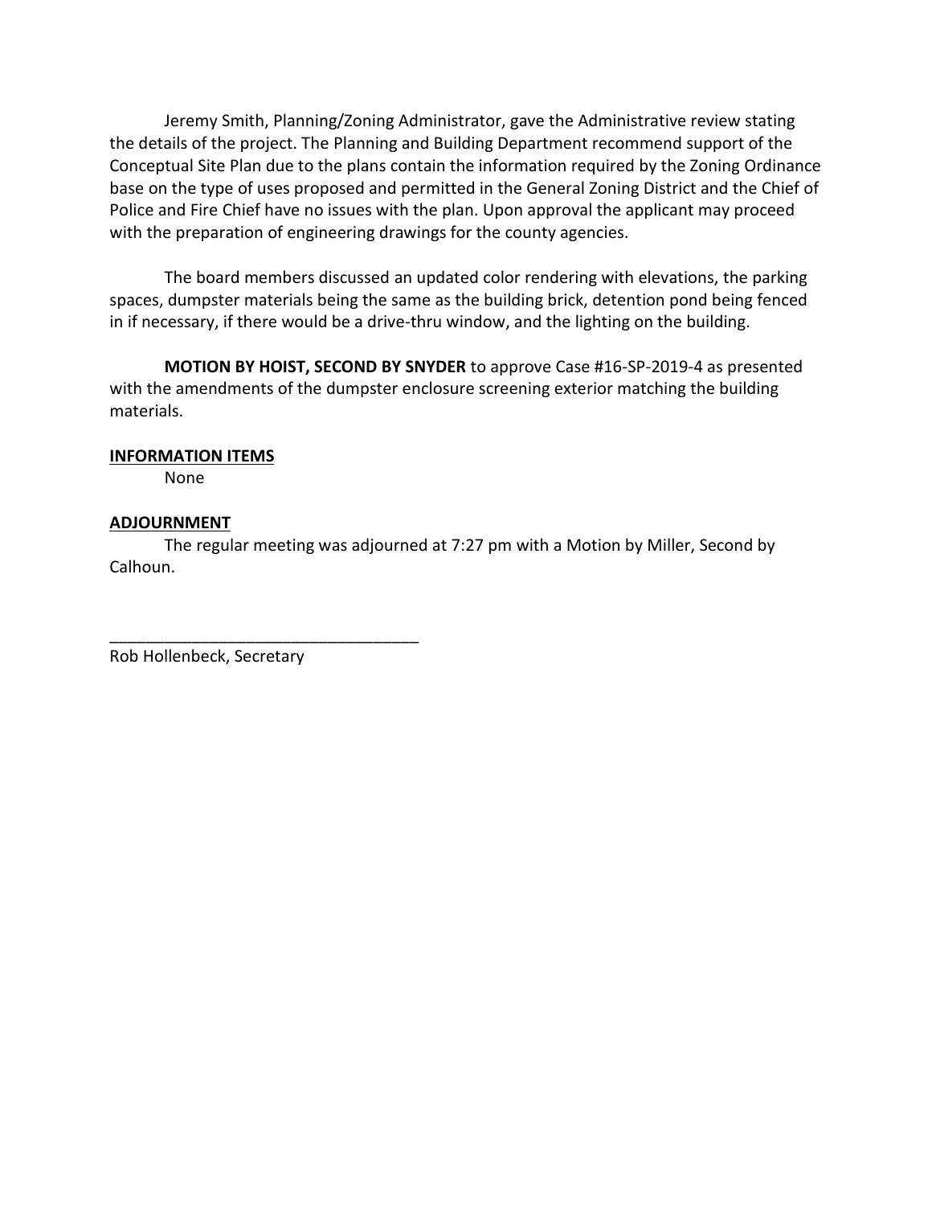Jeremy Smith, Planning/Zoning Administrator, gave the Administrative review stating the details of the project. The Planning and Building Department recommend support of the Conceptual Site Plan due to the plans contain the information required by the Zoning Ordinance base on the type of uses proposed and permitted in the General Zoning District and the Chief of Police and Fire Chief have no issues with the plan. Upon approval the applicant may proceed with the preparation of engineering drawings for the county agencies.

The board members discussed an updated color rendering with elevations, the parking spaces, dumpster materials being the same as the building brick, detention pond being fenced in if necessary, if there would be a drive-thru window, and the lighting on the building.

**MOTION BY HOIST, SECOND BY SNYDER** to approve Case #16-SP-2019-4 as presented with the amendments of the dumpster enclosure screening exterior matching the building materials.

**INFORMATION ITEMS**

None

**ADJOURNMENT**

The regular meeting was adjourned at 7:27 pm with a Motion by Miller, Second by Calhoun.

___________________________________

Rob Hollenbeck, Secretary